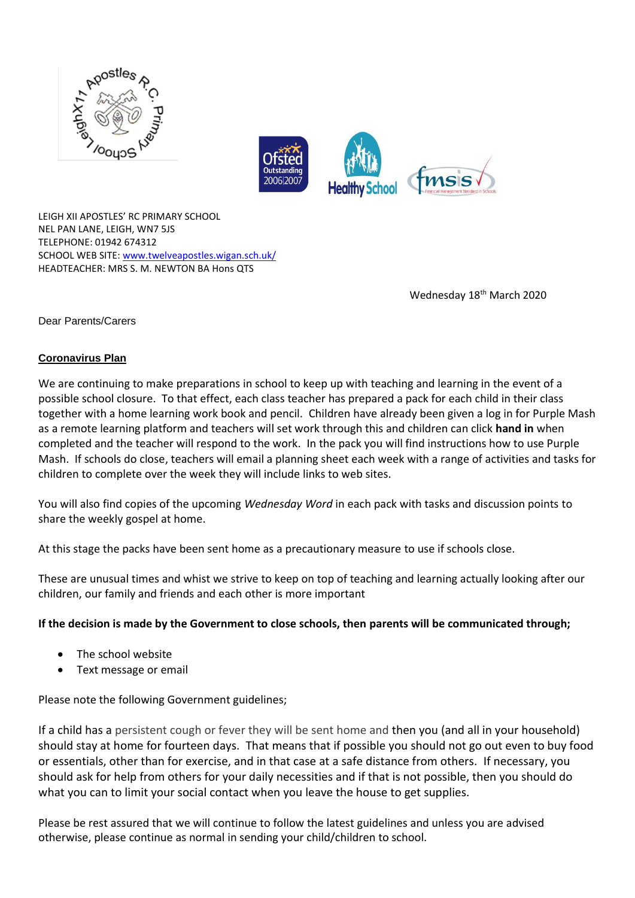LEIGH XII APOSTLES' RC PRIMARY SCHOOL
NEL PAN LANE, LEIGH, WN7 5JS
TELEPHONE: 01942 674312
SCHOOL WEB SITE: www.twelveapostles.wigan.sch.uk/
HEADTEACHER: MRS S. M. NEWTON BA Hons QTS

Wednesday 18th March 2020

Dear Parents/Carers

**Coronavirus Plan**

We are continuing to make preparations in school to keep up with teaching and learning in the event of a possible school closure. To that effect, each class teacher has prepared a pack for each child in their class together with a home learning work book and pencil. Children have already been given a log in for Purple Mash as a remote learning platform and teachers will set work through this and children can click **hand in** when completed and the teacher will respond to the work. In the pack you will find instructions how to use Purple Mash. If schools do close, teachers will email a planning sheet each week with a range of activities and tasks for children to complete over the week they will include links to web sites.

You will also find copies of the upcoming *Wednesday Word* in each pack with tasks and discussion points to share the weekly gospel at home.

At this stage the packs have been sent home as a precautionary measure to use if schools close.

These are unusual times and whist we strive to keep on top of teaching and learning actually looking after our children, our family and friends and each other is more important

**If the decision is made by the Government to close schools, then parents will be communicated through;**

- The school website
- Text message or email

Please note the following Government guidelines;

If a child has a persistent cough or fever they will be sent home and then you (and all in your household) should stay at home for fourteen days. That means that if possible you should not go out even to buy food or essentials, other than for exercise, and in that case at a safe distance from others. If necessary, you should ask for help from others for your daily necessities and if that is not possible, then you should do what you can to limit your social contact when you leave the house to get supplies.

Please be rest assured that we will continue to follow the latest guidelines and unless you are advised otherwise, please continue as normal in sending your child/children to school.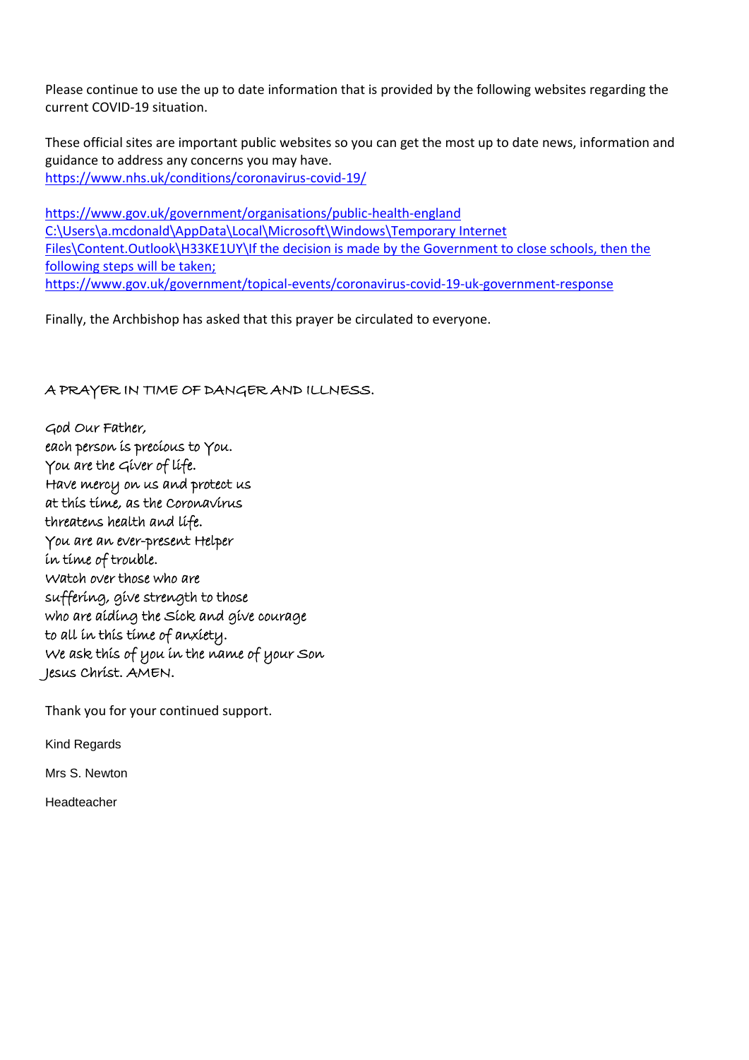Please continue to use the up to date information that is provided by the following websites regarding the current COVID-19 situation.

These official sites are important public websites so you can get the most up to date news, information and guidance to address any concerns you may have.
https://www.nhs.uk/conditions/coronavirus-covid-19/

https://www.gov.uk/government/organisations/public-health-england
C:\Users\a.mcdonald\AppData\Local\Microsoft\Windows\Temporary Internet Files\Content.Outlook\H33KE1UY\If the decision is made by the Government to close schools, then the following steps will be taken;
https://www.gov.uk/government/topical-events/coronavirus-covid-19-uk-government-response

Finally, the Archbishop has asked that this prayer be circulated to everyone.

A PRAYER IN TIME OF DANGER AND ILLNESS.

God Our Father,
each person is precious to You.
You are the Giver of life.
Have mercy on us and protect us
at this time, as the Coronavirus
threatens health and life.
You are an ever-present Helper
in time of trouble.
Watch over those who are
suffering, give strength to those
who are aiding the Sick and give courage
to all in this time of anxiety.
We ask this of you in the name of your Son
Jesus Christ. AMEN.

Thank you for your continued support.

Kind Regards

Mrs S. Newton

Headteacher